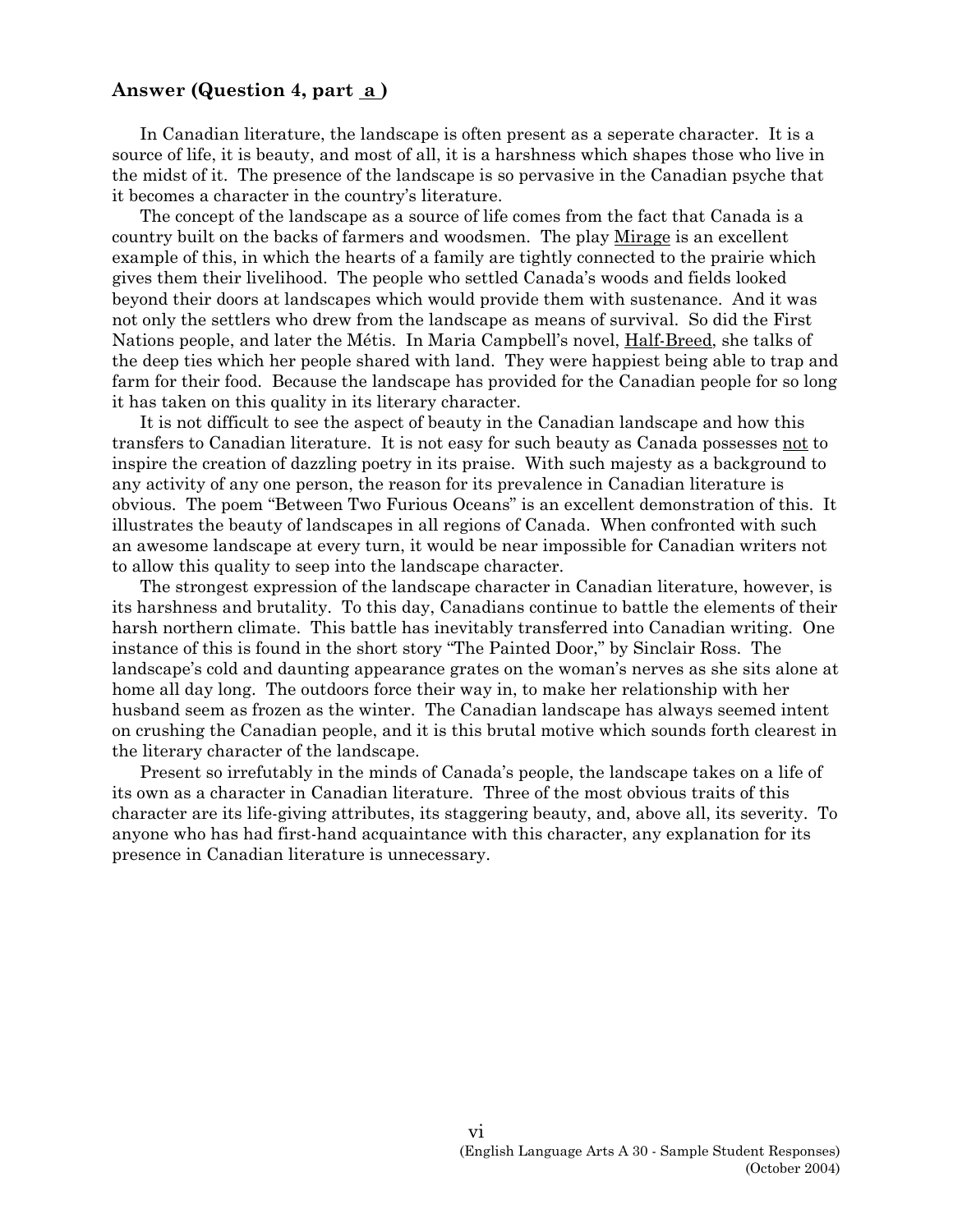## Answer (Question 4, part a)

In Canadian literature, the landscape is often present as a seperate character. It is a source of life, it is beauty, and most of all, it is a harshness which shapes those who live in the midst of it. The presence of the landscape is so pervasive in the Canadian psyche that it becomes a character in the country's literature.

The concept of the landscape as a source of life comes from the fact that Canada is a country built on the backs of farmers and woodsmen. The play <u>Mirage</u> is an excellent example of this, in which the hearts of a family are tightly connected to the prairie which gives them their livelihood. The people who settled Canada's woods and fields looked beyond their doors at landscapes which would provide them with sustenance. And it was not only the settlers who drew from the landscape as means of survival. So did the First Nations people, and later the Métis. In Maria Campbell's novel, <u>Half-Breed</u>, she talks of the deep ties which her people shared with land. They were happiest being able to trap and farm for their food. Because the landscape has provided for the Canadian people for so long it has taken on this quality in its literary character.

It is not difficult to see the aspect of beauty in the Canadian landscape and how this transfers to Canadian literature. It is not easy for such beauty as Canada possesses <u>not</u> to inspire the creation of dazzling poetry in its praise. With such majesty as a background to any activity of any one person, the reason for its prevalence in Canadian literature is obvious. The poem "Between Two Furious Oceans" is an excellent demonstration of this. It illustrates the beauty of landscapes in all regions of Canada. When confronted with such an awesome landscape at every turn, it would be near impossible for Canadian writers not to allow this quality to seep into the landscape character.

The strongest expression of the landscape character in Canadian literature, however, is its harshness and brutality. To this day, Canadians continue to battle the elements of their harsh northern climate. This battle has inevitably transferred into Canadian writing. One instance of this is found in the short story "The Painted Door," by Sinclair Ross. The landscape's cold and daunting appearance grates on the woman's nerves as she sits alone at home all day long. The outdoors force their way in, to make her relationship with her husband seem as frozen as the winter. The Canadian landscape has always seemed intent on crushing the Canadian people, and it is this brutal motive which sounds forth clearest in the literary character of the landscape.

Present so irrefutably in the minds of Canada's people, the landscape takes on a life of its own as a character in Canadian literature. Three of the most obvious traits of this character are its life-giving attributes, its staggering beauty, and, above all, its severity. To anyone who has had first-hand acquaintance with this character, any explanation for its presence in Canadian literature is unnecessary.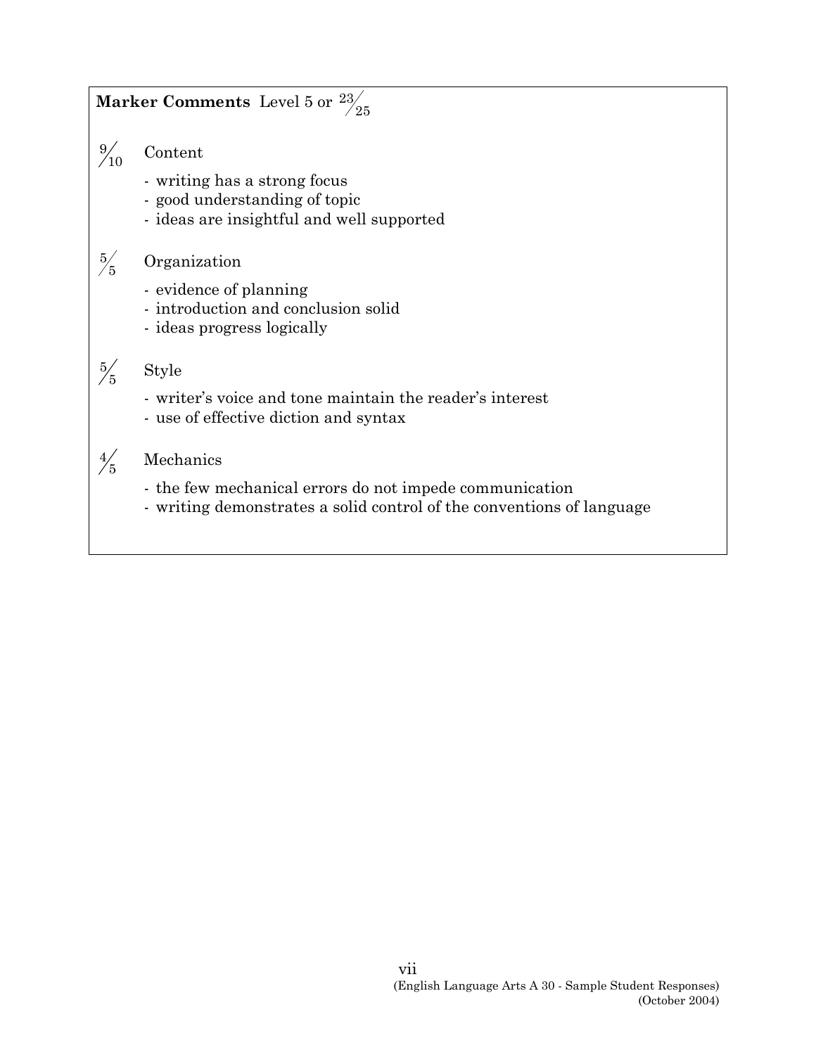**Marker Comments** Level 5 or $^{23}/_{25}$

$^{9}/_{10}$ Content

- writing has a strong focus
- good understanding of topic
- ideas are insightful and well supported

$^{5}/_{5}$ Organization

- evidence of planning
- introduction and conclusion solid
- ideas progress logically

$^{5}/_{5}$ Style

- writer's voice and tone maintain the reader's interest
- use of effective diction and syntax

$^{4}/_{5}$ Mechanics

- the few mechanical errors do not impede communication
- writing demonstrates a solid control of the conventions of language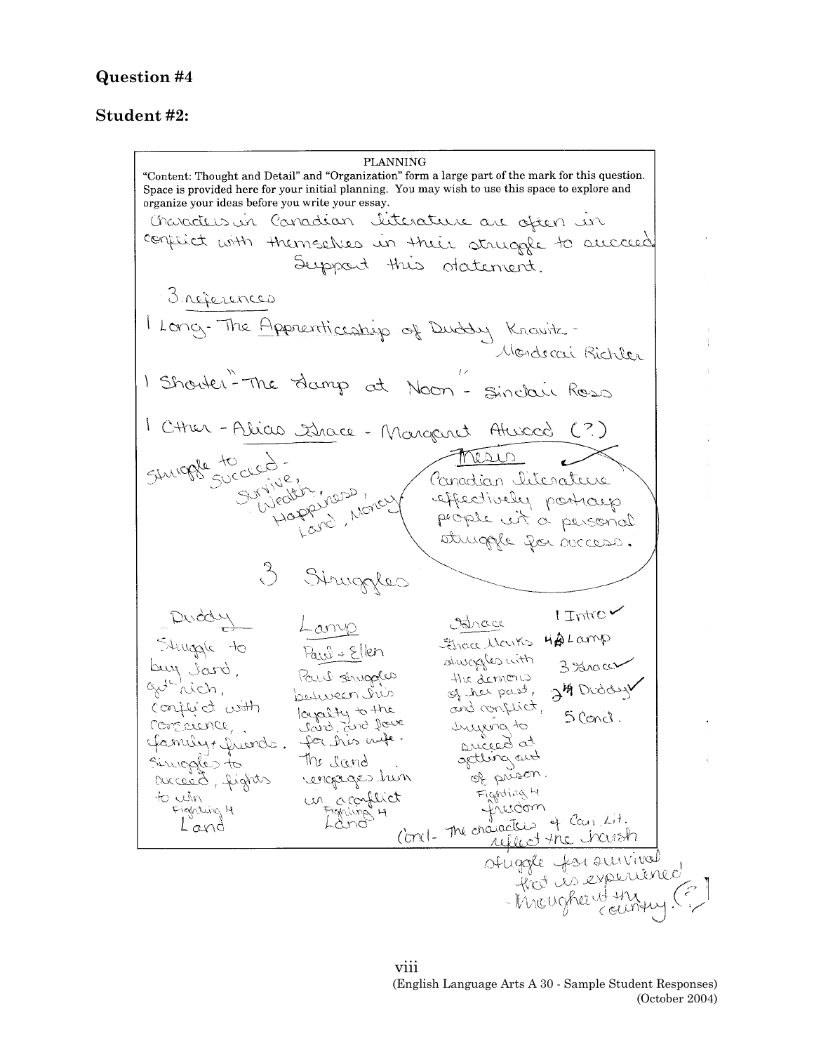## Question #4

## Student #2:

PLANNING

"Content: Thought and Detail" and "Organization" form a large part of the mark for this question. Space is provided here for your initial planning. You may wish to use this space to explore and organize your ideas before you write your essay.

Characters in Canadian literature are often in conflict with themselves in their struggle to succeed. Support this statement.

3 references

1 Long - The Apprenticeship of Duddy Kravitz - Mordecai Richler

1 Shorter - "The Lamp at Noon" - Sinclair Ross

1 Other - Alias Grace - Margaret Atwood (?)

struggle to succeed - survive, wealth, happiness, land, money

Thesis ✓

Canadian literature effectively portrays people in a personal struggle for success.

3 Struggles

Duddy

Struggle to buy land, get rich, conflict with conscience, family + friends. Struggles to succeed, fights to win

Fighting 4 Land

Lamp

Paul + Ellen

Paul struggles between his loyalty to the land, and love for his wife. The land engages him in a conflict

Fighting 4 Land

Grace

Grace Marks struggles with the demons of her past, and conflict, trying to succeed at getting out of prison.

Fighting 4 freedom

1 Intro ✓

4 Lamp

3 Grace ✓

2 Duddy ✓

5 Concl.

Concl - The characters of Can. Lit. reflect the harsh struggle for survival that is experienced throughout the country. (?)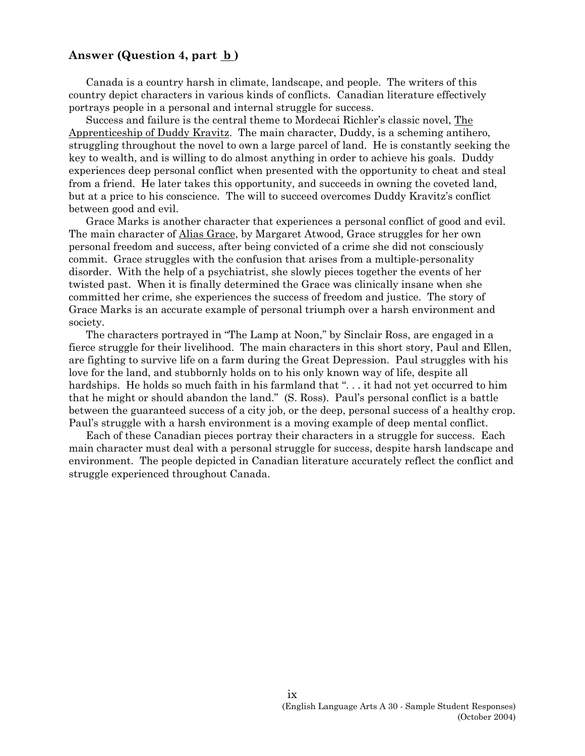## Answer (Question 4, part b)

Canada is a country harsh in climate, landscape, and people. The writers of this country depict characters in various kinds of conflicts. Canadian literature effectively portrays people in a personal and internal struggle for success.

Success and failure is the central theme to Mordecai Richler's classic novel, The Apprenticeship of Duddy Kravitz. The main character, Duddy, is a scheming antihero, struggling throughout the novel to own a large parcel of land. He is constantly seeking the key to wealth, and is willing to do almost anything in order to achieve his goals. Duddy experiences deep personal conflict when presented with the opportunity to cheat and steal from a friend. He later takes this opportunity, and succeeds in owning the coveted land, but at a price to his conscience. The will to succeed overcomes Duddy Kravitz's conflict between good and evil.

Grace Marks is another character that experiences a personal conflict of good and evil. The main character of Alias Grace, by Margaret Atwood, Grace struggles for her own personal freedom and success, after being convicted of a crime she did not consciously commit. Grace struggles with the confusion that arises from a multiple-personality disorder. With the help of a psychiatrist, she slowly pieces together the events of her twisted past. When it is finally determined the Grace was clinically insane when she committed her crime, she experiences the success of freedom and justice. The story of Grace Marks is an accurate example of personal triumph over a harsh environment and society.

The characters portrayed in "The Lamp at Noon," by Sinclair Ross, are engaged in a fierce struggle for their livelihood. The main characters in this short story, Paul and Ellen, are fighting to survive life on a farm during the Great Depression. Paul struggles with his love for the land, and stubbornly holds on to his only known way of life, despite all hardships. He holds so much faith in his farmland that ". . . it had not yet occurred to him that he might or should abandon the land." (S. Ross). Paul's personal conflict is a battle between the guaranteed success of a city job, or the deep, personal success of a healthy crop. Paul's struggle with a harsh environment is a moving example of deep mental conflict.

Each of these Canadian pieces portray their characters in a struggle for success. Each main character must deal with a personal struggle for success, despite harsh landscape and environment. The people depicted in Canadian literature accurately reflect the conflict and struggle experienced throughout Canada.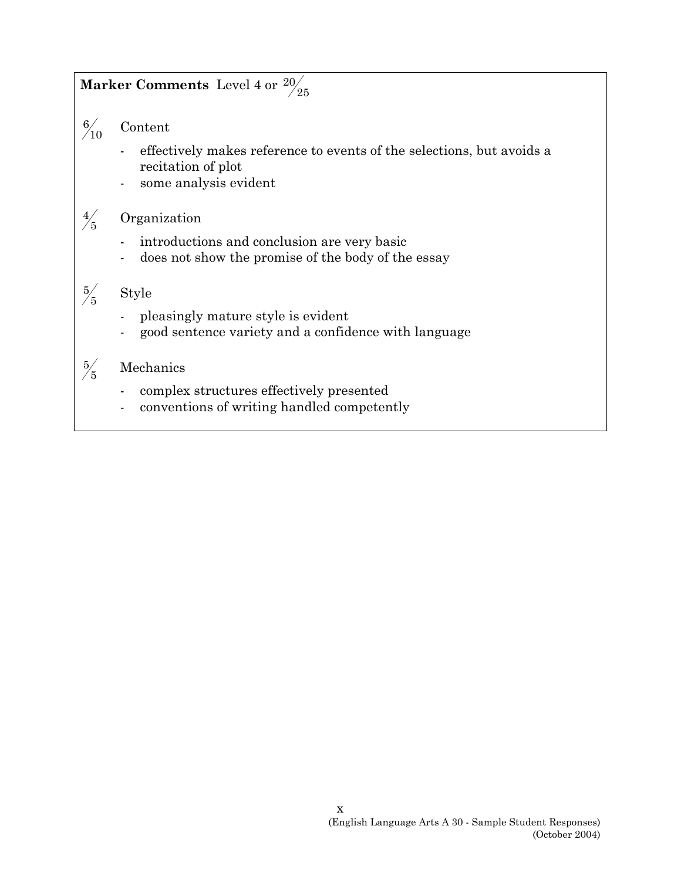**Marker Comments** Level 4 or $^{20}/_{25}$

$^{6}/_{10}$ Content

- effectively makes reference to events of the selections, but avoids a recitation of plot
- some analysis evident

$^{4}/_{5}$ Organization

- introductions and conclusion are very basic
- does not show the promise of the body of the essay

$^{5}/_{5}$ Style

- pleasingly mature style is evident
- good sentence variety and a confidence with language

$^{5}/_{5}$ Mechanics

- complex structures effectively presented
- conventions of writing handled competently